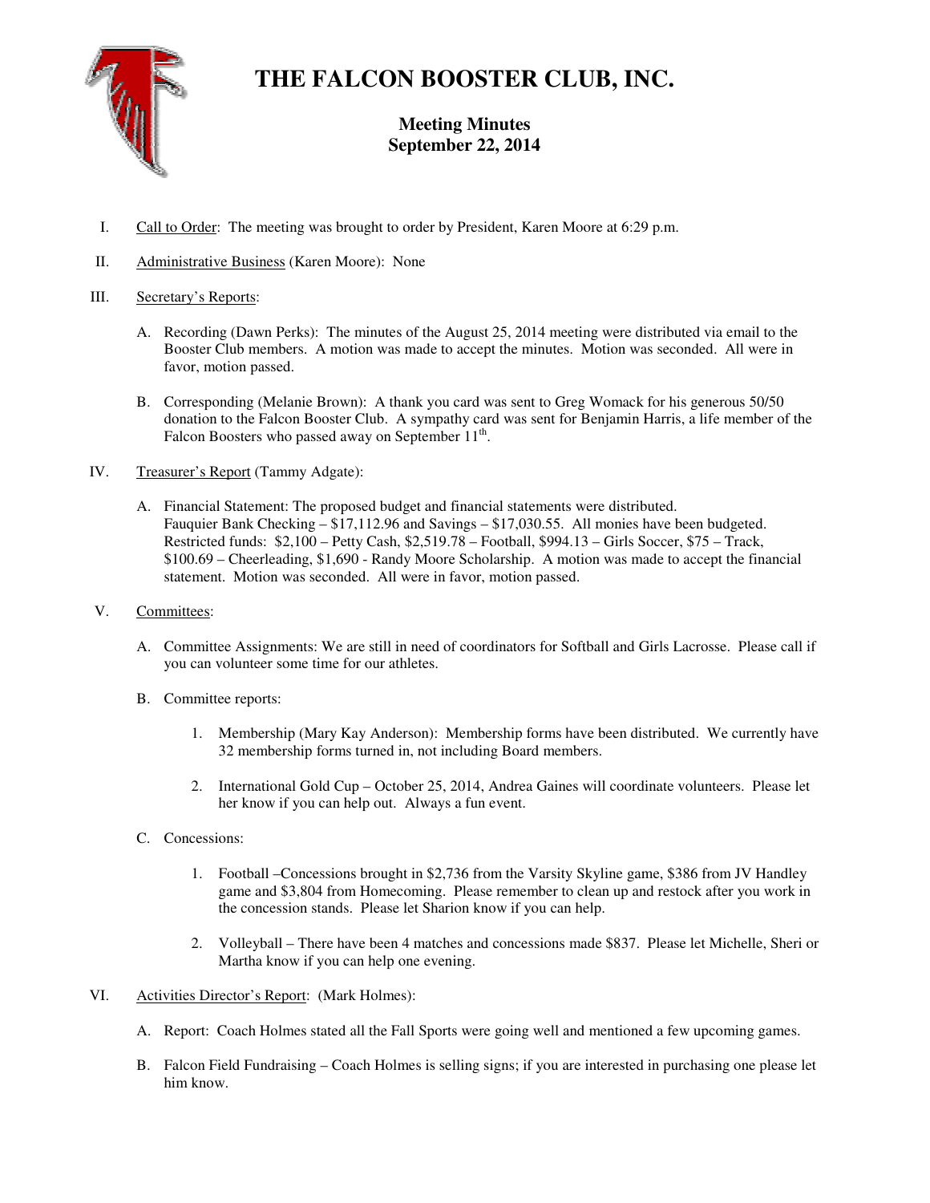# THE FALCON BOOSTER CLUB, INC.

## Meeting Minutes
## September 22, 2014

I. <u>Call to Order</u>: The meeting was brought to order by President, Karen Moore at 6:29 p.m.

II. <u>Administrative Business</u> (Karen Moore): None

III. <u>Secretary's Reports</u>:

   A. Recording (Dawn Perks): The minutes of the August 25, 2014 meeting were distributed via email to the Booster Club members. A motion was made to accept the minutes. Motion was seconded. All were in favor, motion passed.

   B. Corresponding (Melanie Brown): A thank you card was sent to Greg Womack for his generous 50/50 donation to the Falcon Booster Club. A sympathy card was sent for Benjamin Harris, a life member of the Falcon Boosters who passed away on September 11th.

IV. <u>Treasurer's Report</u> (Tammy Adgate):

   A. Financial Statement: The proposed budget and financial statements were distributed. Fauquier Bank Checking – $17,112.96 and Savings – $17,030.55. All monies have been budgeted. Restricted funds: $2,100 – Petty Cash, $2,519.78 – Football, $994.13 – Girls Soccer, $75 – Track, $100.69 – Cheerleading, $1,690 - Randy Moore Scholarship. A motion was made to accept the financial statement. Motion was seconded. All were in favor, motion passed.

V. <u>Committees</u>:

   A. Committee Assignments: We are still in need of coordinators for Softball and Girls Lacrosse. Please call if you can volunteer some time for our athletes.

   B. Committee reports:

      1. Membership (Mary Kay Anderson): Membership forms have been distributed. We currently have 32 membership forms turned in, not including Board members.

      2. International Gold Cup – October 25, 2014, Andrea Gaines will coordinate volunteers. Please let her know if you can help out. Always a fun event.

   C. Concessions:

      1. Football –Concessions brought in $2,736 from the Varsity Skyline game, $386 from JV Handley game and $3,804 from Homecoming. Please remember to clean up and restock after you work in the concession stands. Please let Sharion know if you can help.

      2. Volleyball – There have been 4 matches and concessions made $837. Please let Michelle, Sheri or Martha know if you can help one evening.

VI. <u>Activities Director's Report</u>: (Mark Holmes):

   A. Report: Coach Holmes stated all the Fall Sports were going well and mentioned a few upcoming games.

   B. Falcon Field Fundraising – Coach Holmes is selling signs; if you are interested in purchasing one please let him know.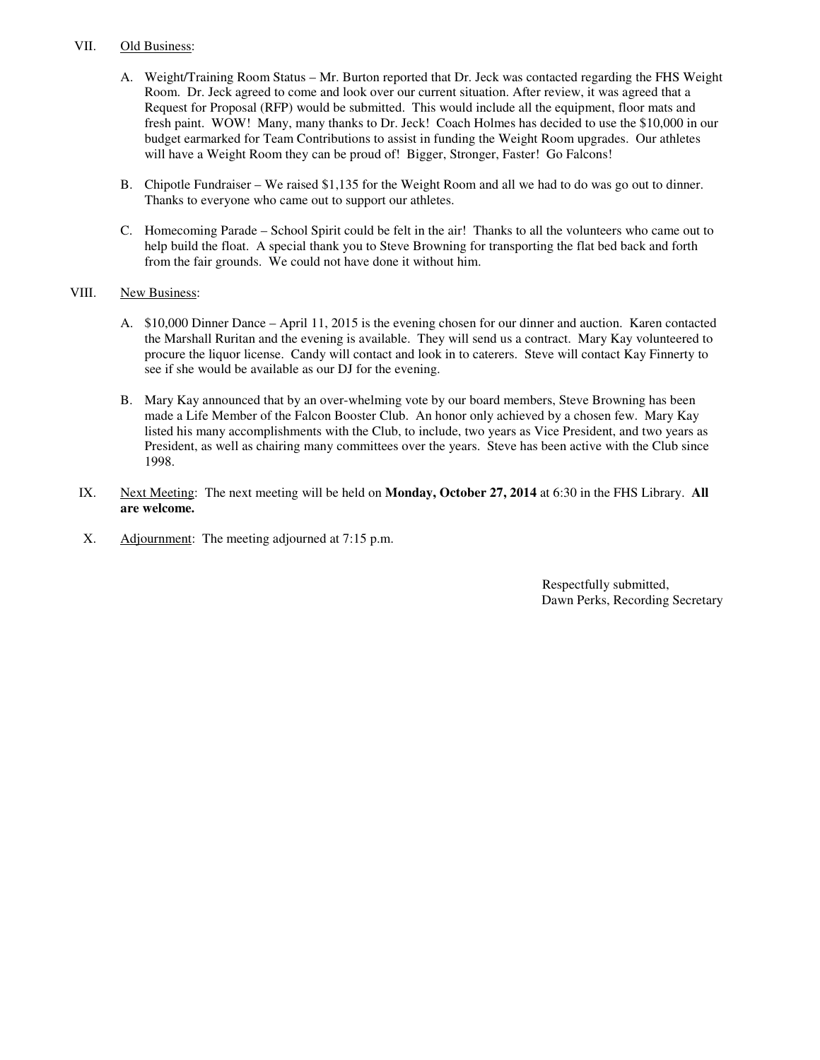VII. <u>Old Business</u>:

A. Weight/Training Room Status – Mr. Burton reported that Dr. Jeck was contacted regarding the FHS Weight Room. Dr. Jeck agreed to come and look over our current situation. After review, it was agreed that a Request for Proposal (RFP) would be submitted. This would include all the equipment, floor mats and fresh paint. WOW! Many, many thanks to Dr. Jeck! Coach Holmes has decided to use the $10,000 in our budget earmarked for Team Contributions to assist in funding the Weight Room upgrades. Our athletes will have a Weight Room they can be proud of! Bigger, Stronger, Faster! Go Falcons!

B. Chipotle Fundraiser – We raised $1,135 for the Weight Room and all we had to do was go out to dinner. Thanks to everyone who came out to support our athletes.

C. Homecoming Parade – School Spirit could be felt in the air! Thanks to all the volunteers who came out to help build the float. A special thank you to Steve Browning for transporting the flat bed back and forth from the fair grounds. We could not have done it without him.

VIII. <u>New Business</u>:

A. $10,000 Dinner Dance – April 11, 2015 is the evening chosen for our dinner and auction. Karen contacted the Marshall Ruritan and the evening is available. They will send us a contract. Mary Kay volunteered to procure the liquor license. Candy will contact and look in to caterers. Steve will contact Kay Finnerty to see if she would be available as our DJ for the evening.

B. Mary Kay announced that by an over-whelming vote by our board members, Steve Browning has been made a Life Member of the Falcon Booster Club. An honor only achieved by a chosen few. Mary Kay listed his many accomplishments with the Club, to include, two years as Vice President, and two years as President, as well as chairing many committees over the years. Steve has been active with the Club since 1998.

IX. <u>Next Meeting</u>: The next meeting will be held on **Monday, October 27, 2014** at 6:30 in the FHS Library. **All are welcome.**

X. <u>Adjournment</u>: The meeting adjourned at 7:15 p.m.

Respectfully submitted,
Dawn Perks, Recording Secretary